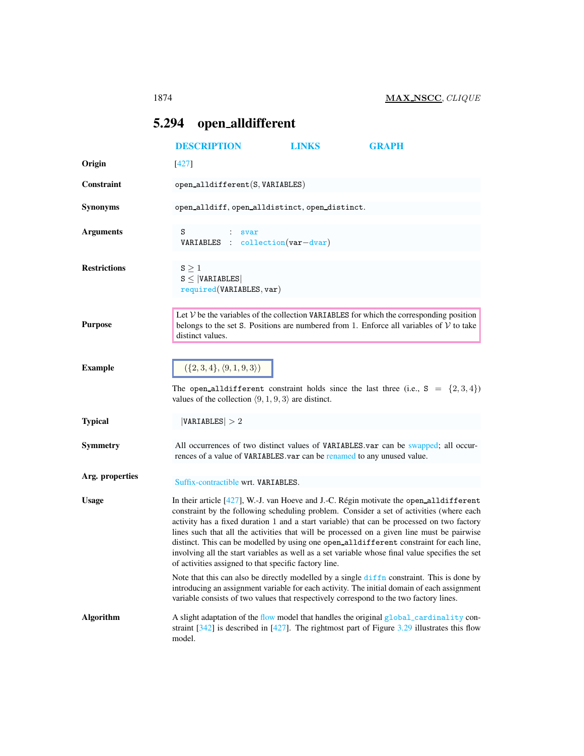## 5.294 open_alldifferent

DESCRIPTION LINKS GRAPH

**Origin**

[427]

**Constraint**

open_alldifferent(S, VARIABLES)

**Synonyms**

open_alldiff, open_alldistinct, open_distinct.

**Arguments**

```
S         : svar
VARIABLES : collection(var-dvar)
```

**Restrictions**

$S \geq 1$
$S \leq |VARIABLES|$
required(VARIABLES, var)

**Purpose**

Let $\mathcal{V}$ be the variables of the collection VARIABLES for which the corresponding position belongs to the set S. Positions are numbered from 1. Enforce all variables of $\mathcal{V}$ to take distinct values.

**Example**

$(\{2, 3, 4\}, \langle 9, 1, 9, 3 \rangle)$

The open_alldifferent constraint holds since the last three (i.e., $S = \{2, 3, 4\}$) values of the collection $\langle 9, 1, 9, 3 \rangle$ are distinct.

**Typical**

$|VARIABLES| > 2$

**Symmetry**

All occurrences of two distinct values of VARIABLES.var can be swapped; all occurrences of a value of VARIABLES.var can be renamed to any unused value.

**Arg. properties**

Suffix-contractible wrt. VARIABLES.

**Usage**

In their article [427], W.-J. van Hoeve and J.-C. Régin motivate the open_alldifferent constraint by the following scheduling problem. Consider a set of activities (where each activity has a fixed duration 1 and a start variable) that can be processed on two factory lines such that all the activities that will be processed on a given line must be pairwise distinct. This can be modelled by using one open_alldifferent constraint for each line, involving all the start variables as well as a set variable whose final value specifies the set of activities assigned to that specific factory line.

Note that this can also be directly modelled by a single diffn constraint. This is done by introducing an assignment variable for each activity. The initial domain of each assignment variable consists of two values that respectively correspond to the two factory lines.

**Algorithm**

A slight adaptation of the flow model that handles the original global_cardinality constraint [342] is described in [427]. The rightmost part of Figure 3.29 illustrates this flow model.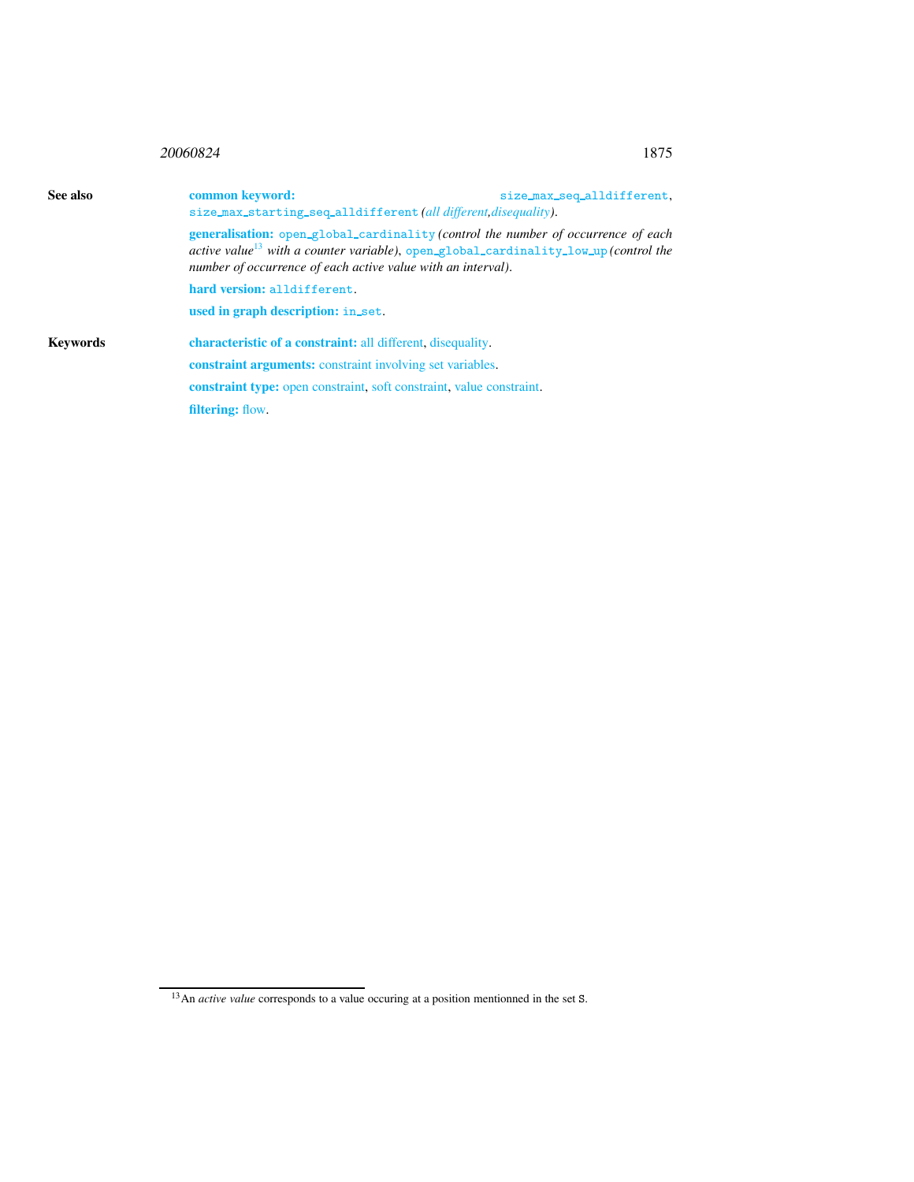**See also**

**common keyword:** `size_max_seq_alldifferent`, `size_max_starting_seq_alldifferent` *(all different, disequality)*.

**generalisation:** `open_global_cardinality` *(control the number of occurrence of each active value*[13] *with a counter variable)*, `open_global_cardinality_low_up` *(control the number of occurrence of each active value with an interval)*.

**hard version:** `alldifferent`.

**used in graph description:** `in_set`.

**Keywords**

**characteristic of a constraint:** all different, disequality.

**constraint arguments:** constraint involving set variables.

**constraint type:** open constraint, soft constraint, value constraint.

**filtering:** flow.

---

[13] An *active value* corresponds to a value occuring at a position mentionned in the set S.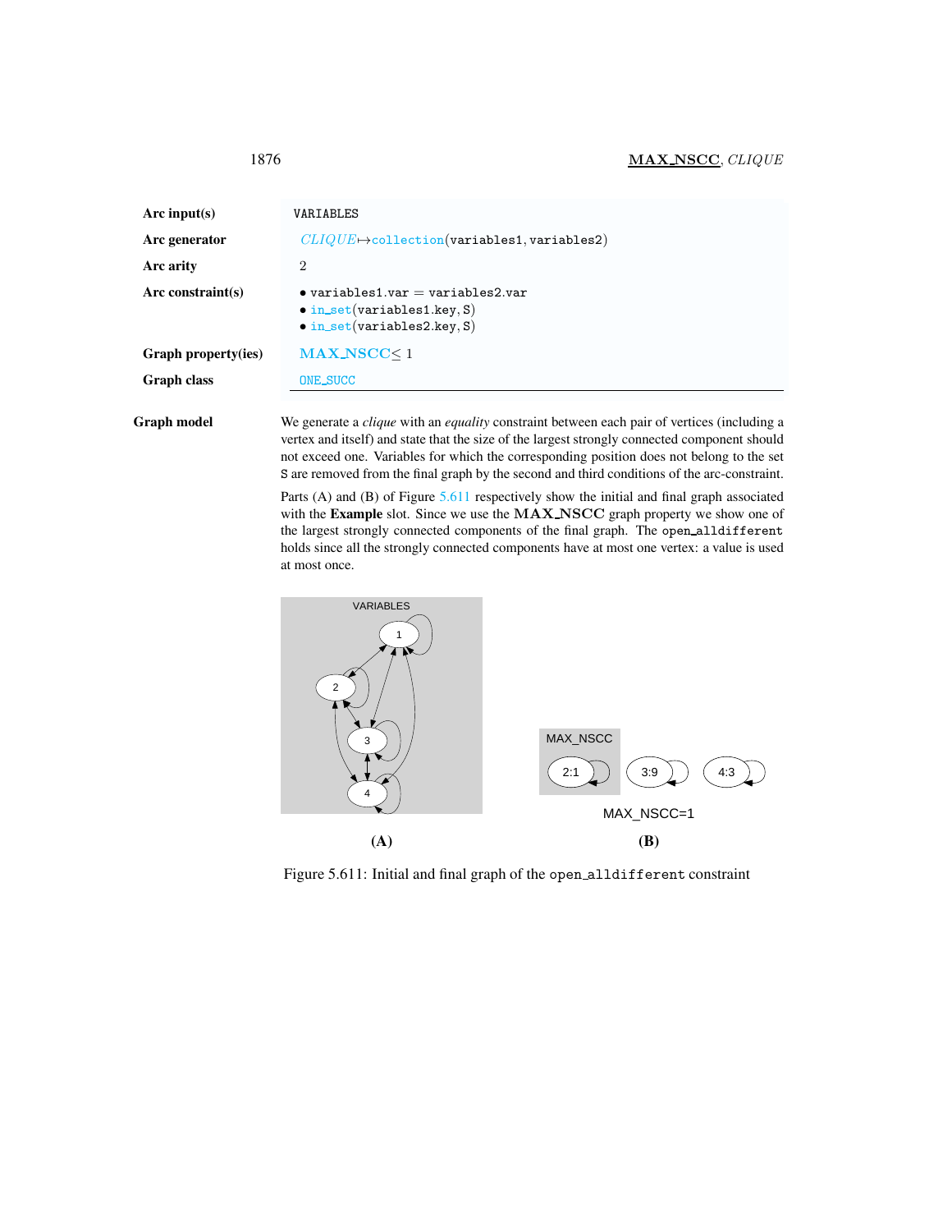| | |
|---|---|
| **Arc input(s)** | VARIABLES |
| **Arc generator** | *CLIQUE*↦collection(variables1, variables2) |
| **Arc arity** | 2 |
| **Arc constraint(s)** | • variables1.var = variables2.var<br>• in_set(variables1.key, S)<br>• in_set(variables2.key, S) |
| **Graph property(ies)** | MAX_NSCC≤ 1 |
| **Graph class** | ONE_SUCC |

**Graph model**

We generate a *clique* with an *equality* constraint between each pair of vertices (including a vertex and itself) and state that the size of the largest strongly connected component should not exceed one. Variables for which the corresponding position does not belong to the set S are removed from the final graph by the second and third conditions of the arc-constraint.

Parts (A) and (B) of Figure 5.611 respectively show the initial and final graph associated with the **Example** slot. Since we use the **MAX_NSCC** graph property we show one of the largest strongly connected components of the final graph. The open_alldifferent holds since all the strongly connected components have at most one vertex: a value is used at most once.

Figure 5.611: Initial and final graph of the open_alldifferent constraint